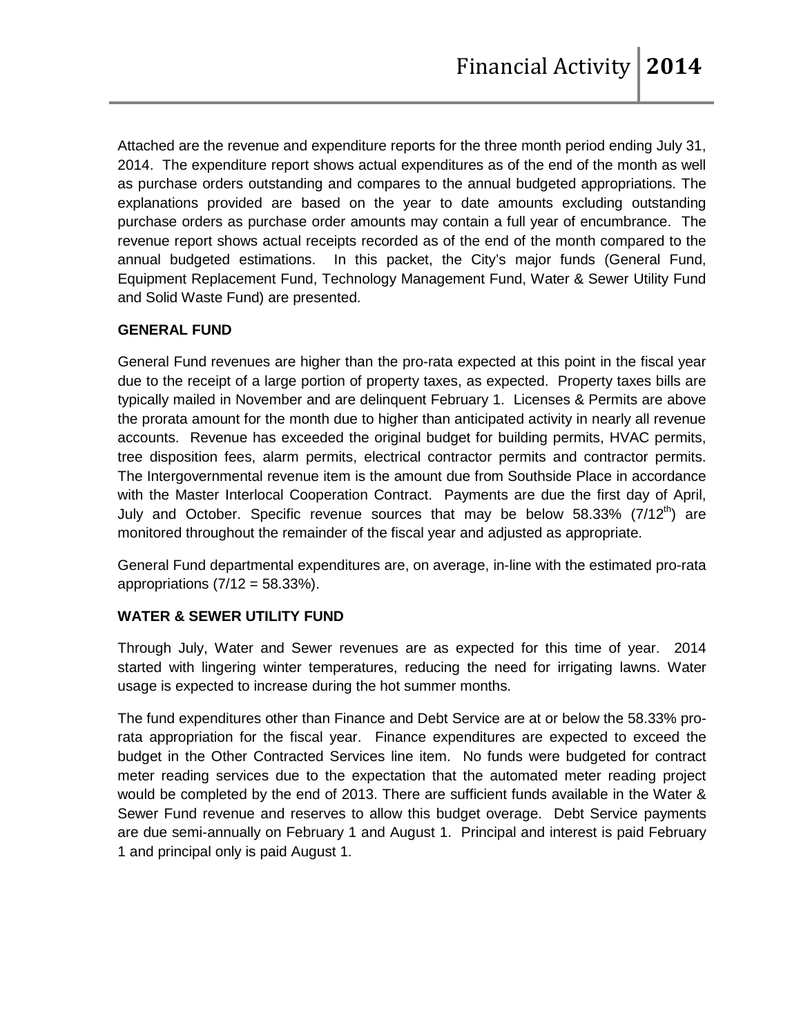Attached are the revenue and expenditure reports for the three month period ending July 31, 2014. The expenditure report shows actual expenditures as of the end of the month as well as purchase orders outstanding and compares to the annual budgeted appropriations. The explanations provided are based on the year to date amounts excluding outstanding purchase orders as purchase order amounts may contain a full year of encumbrance. The revenue report shows actual receipts recorded as of the end of the month compared to the annual budgeted estimations. In this packet, the City's major funds (General Fund, Equipment Replacement Fund, Technology Management Fund, Water & Sewer Utility Fund and Solid Waste Fund) are presented.

**GENERAL FUND**

General Fund revenues are higher than the pro-rata expected at this point in the fiscal year due to the receipt of a large portion of property taxes, as expected. Property taxes bills are typically mailed in November and are delinquent February 1. Licenses & Permits are above the prorata amount for the month due to higher than anticipated activity in nearly all revenue accounts. Revenue has exceeded the original budget for building permits, HVAC permits, tree disposition fees, alarm permits, electrical contractor permits and contractor permits. The Intergovernmental revenue item is the amount due from Southside Place in accordance with the Master Interlocal Cooperation Contract. Payments are due the first day of April, July and October. Specific revenue sources that may be below 58.33% ($7/12^{th}$) are monitored throughout the remainder of the fiscal year and adjusted as appropriate.

General Fund departmental expenditures are, on average, in-line with the estimated pro-rata appropriations (7/12 = 58.33%).

**WATER & SEWER UTILITY FUND**

Through July, Water and Sewer revenues are as expected for this time of year. 2014 started with lingering winter temperatures, reducing the need for irrigating lawns. Water usage is expected to increase during the hot summer months.

The fund expenditures other than Finance and Debt Service are at or below the 58.33% pro-rata appropriation for the fiscal year. Finance expenditures are expected to exceed the budget in the Other Contracted Services line item. No funds were budgeted for contract meter reading services due to the expectation that the automated meter reading project would be completed by the end of 2013. There are sufficient funds available in the Water & Sewer Fund revenue and reserves to allow this budget overage. Debt Service payments are due semi-annually on February 1 and August 1. Principal and interest is paid February 1 and principal only is paid August 1.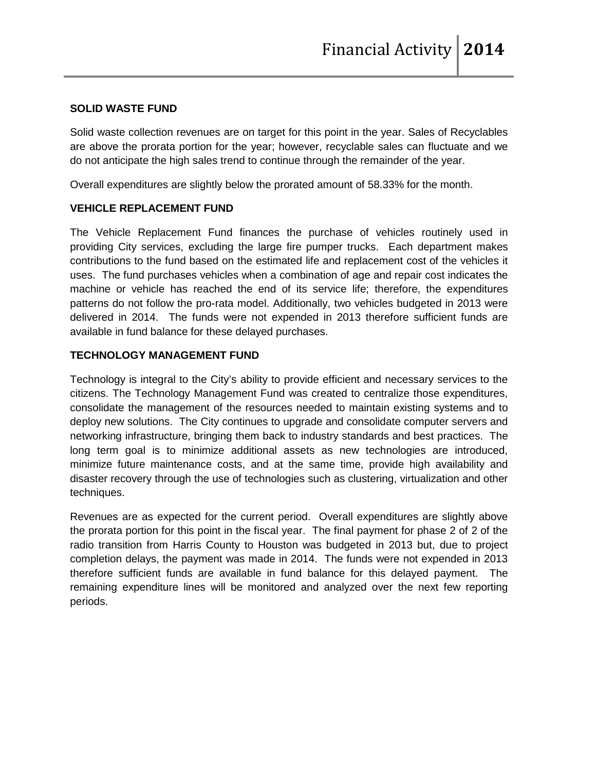## SOLID WASTE FUND

Solid waste collection revenues are on target for this point in the year. Sales of Recyclables are above the prorata portion for the year; however, recyclable sales can fluctuate and we do not anticipate the high sales trend to continue through the remainder of the year.

Overall expenditures are slightly below the prorated amount of 58.33% for the month.

## VEHICLE REPLACEMENT FUND

The Vehicle Replacement Fund finances the purchase of vehicles routinely used in providing City services, excluding the large fire pumper trucks. Each department makes contributions to the fund based on the estimated life and replacement cost of the vehicles it uses. The fund purchases vehicles when a combination of age and repair cost indicates the machine or vehicle has reached the end of its service life; therefore, the expenditures patterns do not follow the pro-rata model. Additionally, two vehicles budgeted in 2013 were delivered in 2014. The funds were not expended in 2013 therefore sufficient funds are available in fund balance for these delayed purchases.

## TECHNOLOGY MANAGEMENT FUND

Technology is integral to the City's ability to provide efficient and necessary services to the citizens. The Technology Management Fund was created to centralize those expenditures, consolidate the management of the resources needed to maintain existing systems and to deploy new solutions. The City continues to upgrade and consolidate computer servers and networking infrastructure, bringing them back to industry standards and best practices. The long term goal is to minimize additional assets as new technologies are introduced, minimize future maintenance costs, and at the same time, provide high availability and disaster recovery through the use of technologies such as clustering, virtualization and other techniques.

Revenues are as expected for the current period. Overall expenditures are slightly above the prorata portion for this point in the fiscal year. The final payment for phase 2 of 2 of the radio transition from Harris County to Houston was budgeted in 2013 but, due to project completion delays, the payment was made in 2014. The funds were not expended in 2013 therefore sufficient funds are available in fund balance for this delayed payment. The remaining expenditure lines will be monitored and analyzed over the next few reporting periods.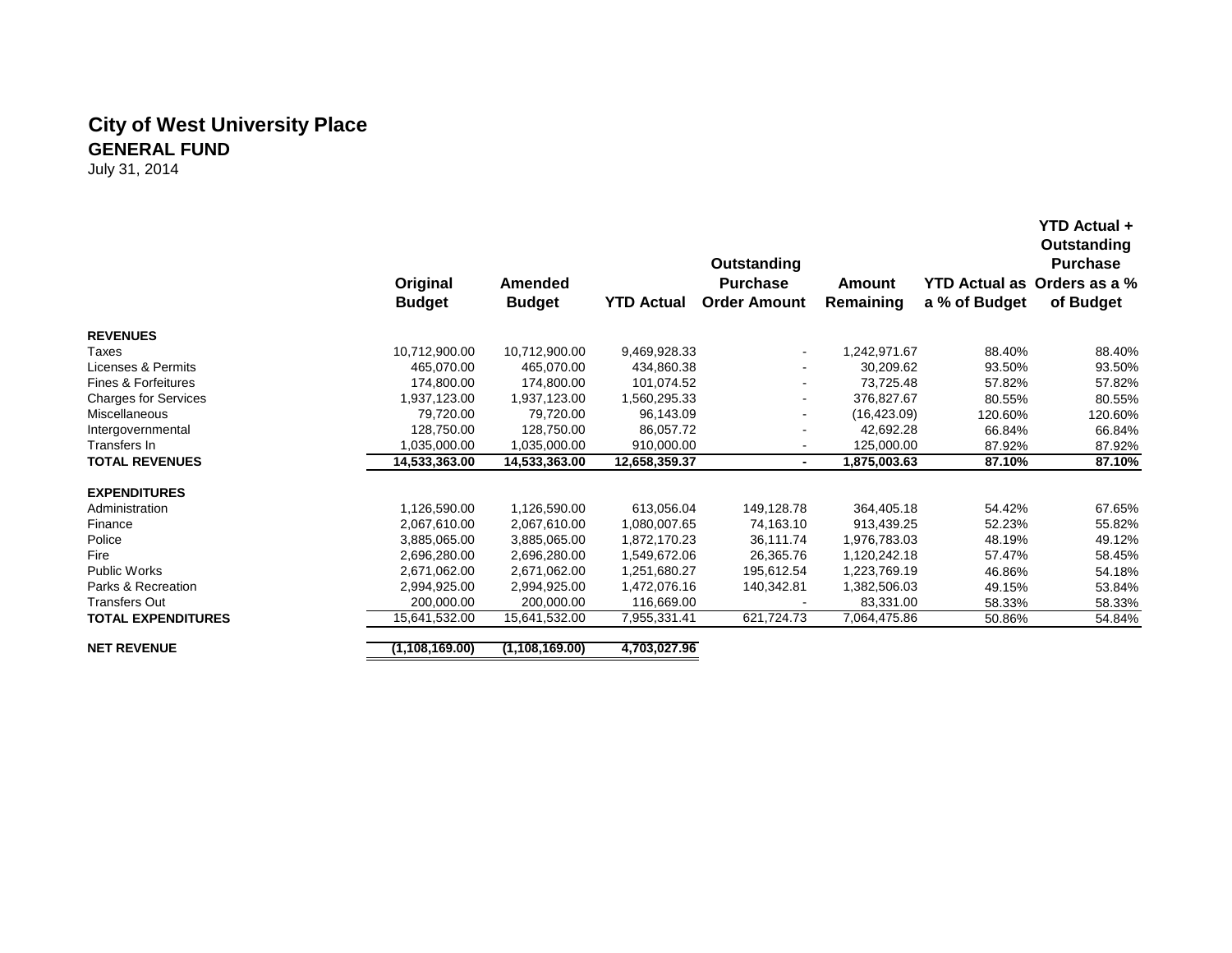# City of West University Place

## GENERAL FUND

July 31, 2014

| | Original Budget | Amended Budget | YTD Actual | Outstanding Purchase Order Amount | Amount Remaining | YTD Actual as a % of Budget | YTD Actual + Outstanding Purchase Orders as a % of Budget |
|---|---|---|---|---|---|---|---|
| **REVENUES** | | | | | | | |
| Taxes | 10,712,900.00 | 10,712,900.00 | 9,469,928.33 | - | 1,242,971.67 | 88.40% | 88.40% |
| Licenses & Permits | 465,070.00 | 465,070.00 | 434,860.38 | - | 30,209.62 | 93.50% | 93.50% |
| Fines & Forfeitures | 174,800.00 | 174,800.00 | 101,074.52 | - | 73,725.48 | 57.82% | 57.82% |
| Charges for Services | 1,937,123.00 | 1,937,123.00 | 1,560,295.33 | - | 376,827.67 | 80.55% | 80.55% |
| Miscellaneous | 79,720.00 | 79,720.00 | 96,143.09 | - | (16,423.09) | 120.60% | 120.60% |
| Intergovernmental | 128,750.00 | 128,750.00 | 86,057.72 | - | 42,692.28 | 66.84% | 66.84% |
| Transfers In | 1,035,000.00 | 1,035,000.00 | 910,000.00 | - | 125,000.00 | 87.92% | 87.92% |
| **TOTAL REVENUES** | **14,533,363.00** | **14,533,363.00** | **12,658,359.37** | **-** | **1,875,003.63** | **87.10%** | **87.10%** |
| **EXPENDITURES** | | | | | | | |
| Administration | 1,126,590.00 | 1,126,590.00 | 613,056.04 | 149,128.78 | 364,405.18 | 54.42% | 67.65% |
| Finance | 2,067,610.00 | 2,067,610.00 | 1,080,007.65 | 74,163.10 | 913,439.25 | 52.23% | 55.82% |
| Police | 3,885,065.00 | 3,885,065.00 | 1,872,170.23 | 36,111.74 | 1,976,783.03 | 48.19% | 49.12% |
| Fire | 2,696,280.00 | 2,696,280.00 | 1,549,672.06 | 26,365.76 | 1,120,242.18 | 57.47% | 58.45% |
| Public Works | 2,671,062.00 | 2,671,062.00 | 1,251,680.27 | 195,612.54 | 1,223,769.19 | 46.86% | 54.18% |
| Parks & Recreation | 2,994,925.00 | 2,994,925.00 | 1,472,076.16 | 140,342.81 | 1,382,506.03 | 49.15% | 53.84% |
| Transfers Out | 200,000.00 | 200,000.00 | 116,669.00 | - | 83,331.00 | 58.33% | 58.33% |
| **TOTAL EXPENDITURES** | 15,641,532.00 | 15,641,532.00 | 7,955,331.41 | 621,724.73 | 7,064,475.86 | 50.86% | 54.84% |
| **NET REVENUE** | **(1,108,169.00)** | **(1,108,169.00)** | **4,703,027.96** | | | | |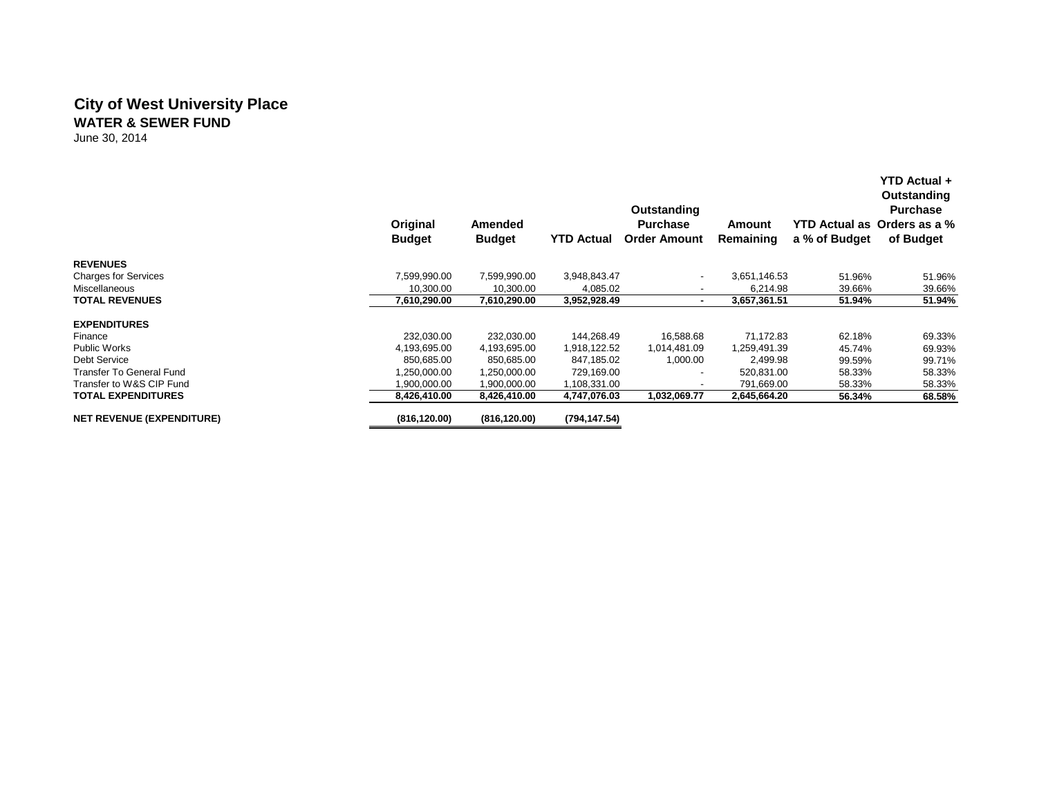# City of West University Place

## WATER & SEWER FUND

June 30, 2014

| | Original Budget | Amended Budget | YTD Actual | Outstanding Purchase Order Amount | Amount Remaining | YTD Actual as a % of Budget | YTD Actual + Outstanding Purchase Orders as a % of Budget |
|---|---|---|---|---|---|---|---|
| **REVENUES** | | | | | | | |
| Charges for Services | 7,599,990.00 | 7,599,990.00 | 3,948,843.47 | - | 3,651,146.53 | 51.96% | 51.96% |
| Miscellaneous | 10,300.00 | 10,300.00 | 4,085.02 | - | 6,214.98 | 39.66% | 39.66% |
| **TOTAL REVENUES** | **7,610,290.00** | **7,610,290.00** | **3,952,928.49** | **-** | **3,657,361.51** | **51.94%** | **51.94%** |
| **EXPENDITURES** | | | | | | | |
| Finance | 232,030.00 | 232,030.00 | 144,268.49 | 16,588.68 | 71,172.83 | 62.18% | 69.33% |
| Public Works | 4,193,695.00 | 4,193,695.00 | 1,918,122.52 | 1,014,481.09 | 1,259,491.39 | 45.74% | 69.93% |
| Debt Service | 850,685.00 | 850,685.00 | 847,185.02 | 1,000.00 | 2,499.98 | 99.59% | 99.71% |
| Transfer To General Fund | 1,250,000.00 | 1,250,000.00 | 729,169.00 | - | 520,831.00 | 58.33% | 58.33% |
| Transfer to W&S CIP Fund | 1,900,000.00 | 1,900,000.00 | 1,108,331.00 | - | 791,669.00 | 58.33% | 58.33% |
| **TOTAL EXPENDITURES** | **8,426,410.00** | **8,426,410.00** | **4,747,076.03** | **1,032,069.77** | **2,645,664.20** | **56.34%** | **68.58%** |
| **NET REVENUE (EXPENDITURE)** | **(816,120.00)** | **(816,120.00)** | **(794,147.54)** | | | | |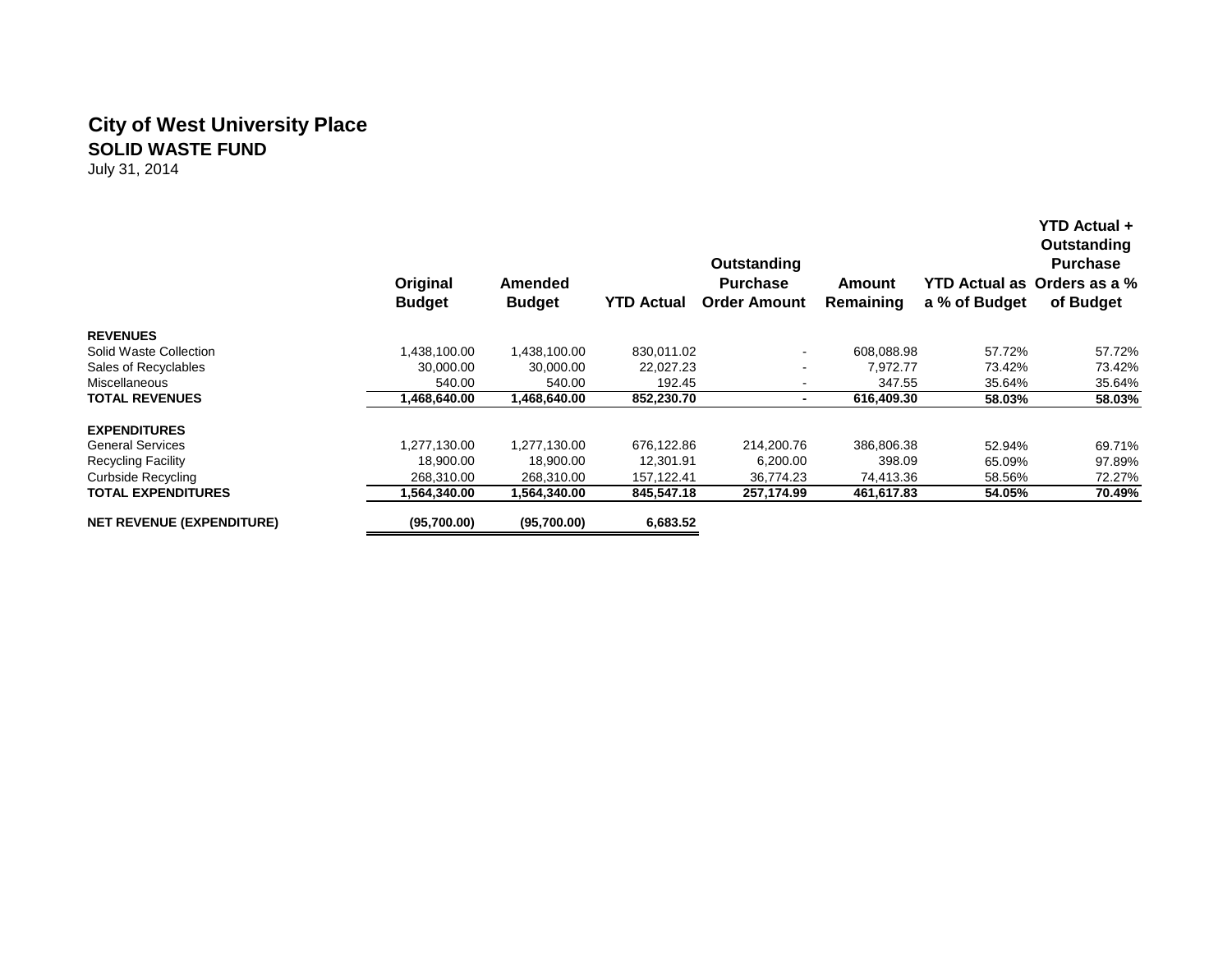# City of West University Place

## SOLID WASTE FUND

July 31, 2014

| | Original Budget | Amended Budget | YTD Actual | Outstanding Purchase Order Amount | Amount Remaining | YTD Actual as a % of Budget | YTD Actual + Outstanding Purchase Orders as a % of Budget |
|---|---|---|---|---|---|---|---|
| **REVENUES** | | | | | | | |
| Solid Waste Collection | 1,438,100.00 | 1,438,100.00 | 830,011.02 | - | 608,088.98 | 57.72% | 57.72% |
| Sales of Recyclables | 30,000.00 | 30,000.00 | 22,027.23 | - | 7,972.77 | 73.42% | 73.42% |
| Miscellaneous | 540.00 | 540.00 | 192.45 | - | 347.55 | 35.64% | 35.64% |
| **TOTAL REVENUES** | **1,468,640.00** | **1,468,640.00** | **852,230.70** | **-** | **616,409.30** | **58.03%** | **58.03%** |
| **EXPENDITURES** | | | | | | | |
| General Services | 1,277,130.00 | 1,277,130.00 | 676,122.86 | 214,200.76 | 386,806.38 | 52.94% | 69.71% |
| Recycling Facility | 18,900.00 | 18,900.00 | 12,301.91 | 6,200.00 | 398.09 | 65.09% | 97.89% |
| Curbside Recycling | 268,310.00 | 268,310.00 | 157,122.41 | 36,774.23 | 74,413.36 | 58.56% | 72.27% |
| **TOTAL EXPENDITURES** | **1,564,340.00** | **1,564,340.00** | **845,547.18** | **257,174.99** | **461,617.83** | **54.05%** | **70.49%** |
| **NET REVENUE (EXPENDITURE)** | **(95,700.00)** | **(95,700.00)** | **6,683.52** | | | | |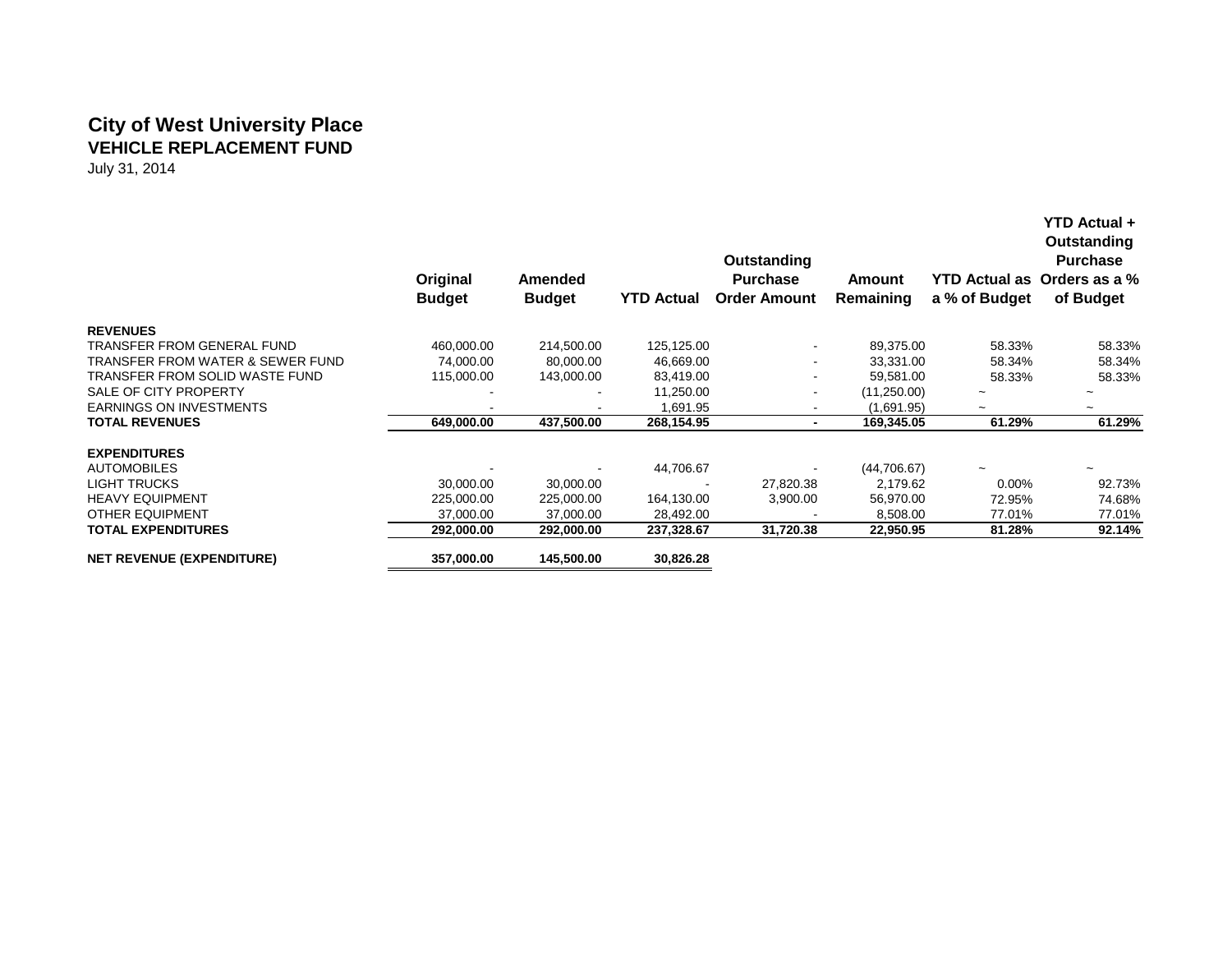# City of West University Place

## VEHICLE REPLACEMENT FUND

July 31, 2014

| | Original Budget | Amended Budget | YTD Actual | Outstanding Purchase Order Amount | Amount Remaining | YTD Actual as a % of Budget | YTD Actual + Outstanding Purchase Orders as a % of Budget |
|---|---|---|---|---|---|---|---|
| **REVENUES** | | | | | | | |
| TRANSFER FROM GENERAL FUND | 460,000.00 | 214,500.00 | 125,125.00 | - | 89,375.00 | 58.33% | 58.33% |
| TRANSFER FROM WATER & SEWER FUND | 74,000.00 | 80,000.00 | 46,669.00 | - | 33,331.00 | 58.34% | 58.34% |
| TRANSFER FROM SOLID WASTE FUND | 115,000.00 | 143,000.00 | 83,419.00 | - | 59,581.00 | 58.33% | 58.33% |
| SALE OF CITY PROPERTY | - | - | 11,250.00 | - | (11,250.00) | ~ | ~ |
| EARNINGS ON INVESTMENTS | - | - | 1,691.95 | - | (1,691.95) | ~ | ~ |
| **TOTAL REVENUES** | **649,000.00** | **437,500.00** | **268,154.95** | **-** | **169,345.05** | **61.29%** | **61.29%** |
| **EXPENDITURES** | | | | | | | |
| AUTOMOBILES | - | - | 44,706.67 | - | (44,706.67) | ~ | ~ |
| LIGHT TRUCKS | 30,000.00 | 30,000.00 | - | 27,820.38 | 2,179.62 | 0.00% | 92.73% |
| HEAVY EQUIPMENT | 225,000.00 | 225,000.00 | 164,130.00 | 3,900.00 | 56,970.00 | 72.95% | 74.68% |
| OTHER EQUIPMENT | 37,000.00 | 37,000.00 | 28,492.00 | - | 8,508.00 | 77.01% | 77.01% |
| **TOTAL EXPENDITURES** | **292,000.00** | **292,000.00** | **237,328.67** | **31,720.38** | **22,950.95** | **81.28%** | **92.14%** |
| **NET REVENUE (EXPENDITURE)** | **357,000.00** | **145,500.00** | **30,826.28** | | | | |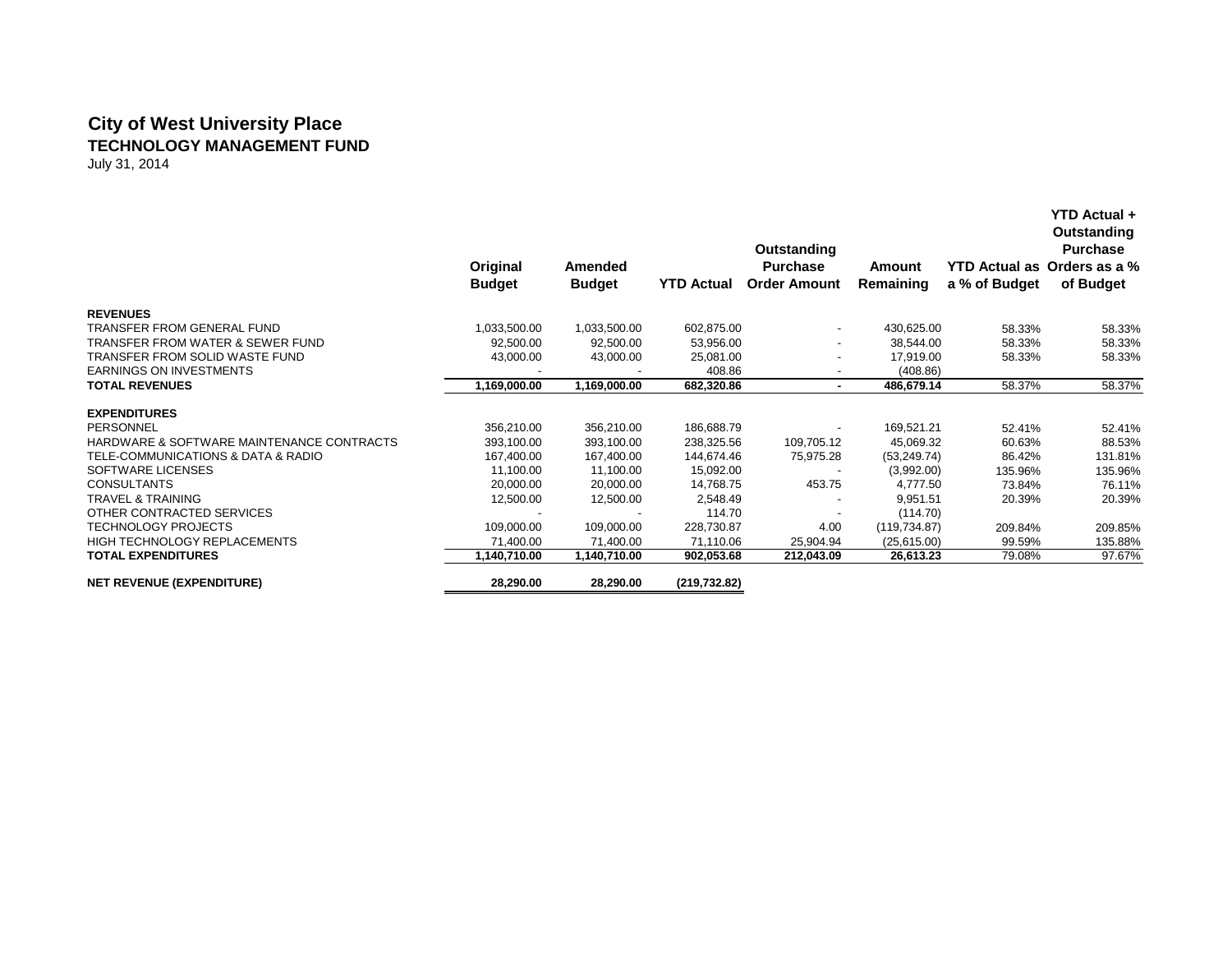# City of West University Place

## TECHNOLOGY MANAGEMENT FUND

July 31, 2014

| | Original Budget | Amended Budget | YTD Actual | Outstanding Purchase Order Amount | Amount Remaining | YTD Actual as a % of Budget | YTD Actual + Outstanding Purchase Orders as a % of Budget |
|---|---|---|---|---|---|---|---|
| **REVENUES** | | | | | | | |
| TRANSFER FROM GENERAL FUND | 1,033,500.00 | 1,033,500.00 | 602,875.00 | - | 430,625.00 | 58.33% | 58.33% |
| TRANSFER FROM WATER & SEWER FUND | 92,500.00 | 92,500.00 | 53,956.00 | - | 38,544.00 | 58.33% | 58.33% |
| TRANSFER FROM SOLID WASTE FUND | 43,000.00 | 43,000.00 | 25,081.00 | - | 17,919.00 | 58.33% | 58.33% |
| EARNINGS ON INVESTMENTS | - | - | 408.86 | - | (408.86) | | |
| **TOTAL REVENUES** | **1,169,000.00** | **1,169,000.00** | **682,320.86** | **-** | **486,679.14** | 58.37% | 58.37% |
| **EXPENDITURES** | | | | | | | |
| PERSONNEL | 356,210.00 | 356,210.00 | 186,688.79 | - | 169,521.21 | 52.41% | 52.41% |
| HARDWARE & SOFTWARE MAINTENANCE CONTRACTS | 393,100.00 | 393,100.00 | 238,325.56 | 109,705.12 | 45,069.32 | 60.63% | 88.53% |
| TELE-COMMUNICATIONS & DATA & RADIO | 167,400.00 | 167,400.00 | 144,674.46 | 75,975.28 | (53,249.74) | 86.42% | 131.81% |
| SOFTWARE LICENSES | 11,100.00 | 11,100.00 | 15,092.00 | - | (3,992.00) | 135.96% | 135.96% |
| CONSULTANTS | 20,000.00 | 20,000.00 | 14,768.75 | 453.75 | 4,777.50 | 73.84% | 76.11% |
| TRAVEL & TRAINING | 12,500.00 | 12,500.00 | 2,548.49 | - | 9,951.51 | 20.39% | 20.39% |
| OTHER CONTRACTED SERVICES | - | - | 114.70 | - | (114.70) | | |
| TECHNOLOGY PROJECTS | 109,000.00 | 109,000.00 | 228,730.87 | 4.00 | (119,734.87) | 209.84% | 209.85% |
| HIGH TECHNOLOGY REPLACEMENTS | 71,400.00 | 71,400.00 | 71,110.06 | 25,904.94 | (25,615.00) | 99.59% | 135.88% |
| **TOTAL EXPENDITURES** | **1,140,710.00** | **1,140,710.00** | **902,053.68** | **212,043.09** | **26,613.23** | 79.08% | 97.67% |
| **NET REVENUE (EXPENDITURE)** | **28,290.00** | **28,290.00** | **(219,732.82)** | | | | |